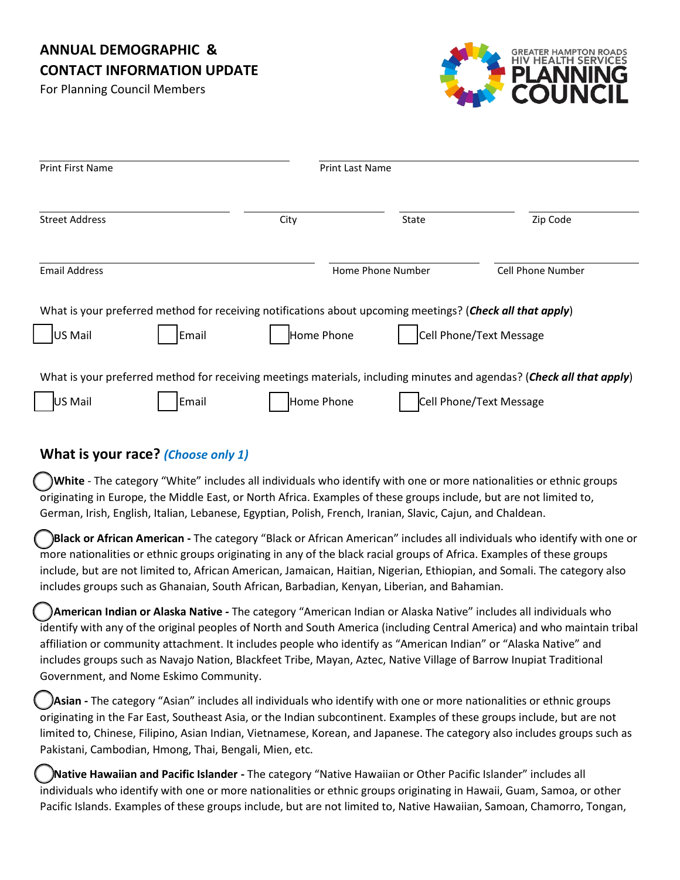# ANNUAL DEMOGRAPHIC & CONTACT INFORMATION UPDATE

For Planning Council Members

GREATER HAMPTON ROADS HIV HEALTH SERVICES PLANNING COUNCIL

| Print First Name | Print Last Name |
|---|---|
| | |

| Street Address | City | State | Zip Code |
|---|---|---|---|
| | | | |

| Email Address | Home Phone Number | Cell Phone Number |
|---|---|---|
| | | |

What is your preferred method for receiving notifications about upcoming meetings? (***Check all that apply***)

☐ US Mail ☐ Email ☐ Home Phone ☐ Cell Phone/Text Message

What is your preferred method for receiving meetings materials, including minutes and agendas? (***Check all that apply***)

☐ US Mail ☐ Email ☐ Home Phone ☐ Cell Phone/Text Message

## What is your race? *(Choose only 1)*

◯ **White** - The category "White" includes all individuals who identify with one or more nationalities or ethnic groups originating in Europe, the Middle East, or North Africa. Examples of these groups include, but are not limited to, German, Irish, English, Italian, Lebanese, Egyptian, Polish, French, Iranian, Slavic, Cajun, and Chaldean.

◯ **Black or African American -** The category "Black or African American" includes all individuals who identify with one or more nationalities or ethnic groups originating in any of the black racial groups of Africa. Examples of these groups include, but are not limited to, African American, Jamaican, Haitian, Nigerian, Ethiopian, and Somali. The category also includes groups such as Ghanaian, South African, Barbadian, Kenyan, Liberian, and Bahamian.

◯ **American Indian or Alaska Native -** The category "American Indian or Alaska Native" includes all individuals who identify with any of the original peoples of North and South America (including Central America) and who maintain tribal affiliation or community attachment. It includes people who identify as "American Indian" or "Alaska Native" and includes groups such as Navajo Nation, Blackfeet Tribe, Mayan, Aztec, Native Village of Barrow Inupiat Traditional Government, and Nome Eskimo Community.

◯ **Asian -** The category "Asian" includes all individuals who identify with one or more nationalities or ethnic groups originating in the Far East, Southeast Asia, or the Indian subcontinent. Examples of these groups include, but are not limited to, Chinese, Filipino, Asian Indian, Vietnamese, Korean, and Japanese. The category also includes groups such as Pakistani, Cambodian, Hmong, Thai, Bengali, Mien, etc.

◯ **Native Hawaiian and Pacific Islander -** The category "Native Hawaiian or Other Pacific Islander" includes all individuals who identify with one or more nationalities or ethnic groups originating in Hawaii, Guam, Samoa, or other Pacific Islands. Examples of these groups include, but are not limited to, Native Hawaiian, Samoan, Chamorro, Tongan,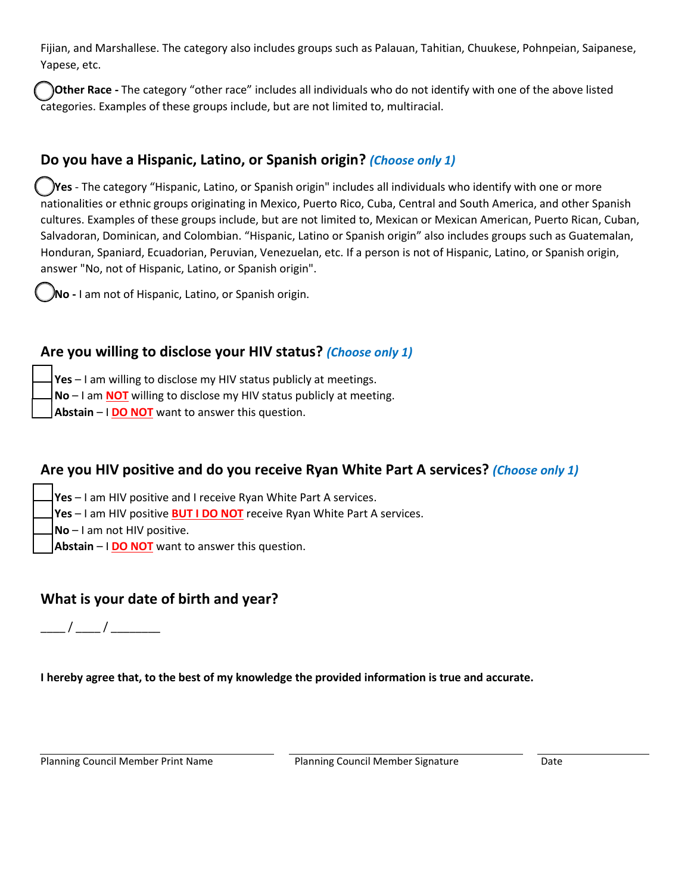Fijian, and Marshallese. The category also includes groups such as Palauan, Tahitian, Chuukese, Pohnpeian, Saipanese, Yapese, etc.

◯ **Other Race -** The category "other race" includes all individuals who do not identify with one of the above listed categories. Examples of these groups include, but are not limited to, multiracial.

### Do you have a Hispanic, Latino, or Spanish origin? *(Choose only 1)*

◯ **Yes** - The category "Hispanic, Latino, or Spanish origin" includes all individuals who identify with one or more nationalities or ethnic groups originating in Mexico, Puerto Rico, Cuba, Central and South America, and other Spanish cultures. Examples of these groups include, but are not limited to, Mexican or Mexican American, Puerto Rican, Cuban, Salvadoran, Dominican, and Colombian. "Hispanic, Latino or Spanish origin" also includes groups such as Guatemalan, Honduran, Spaniard, Ecuadorian, Peruvian, Venezuelan, etc. If a person is not of Hispanic, Latino, or Spanish origin, answer "No, not of Hispanic, Latino, or Spanish origin".

◯ **No -** I am not of Hispanic, Latino, or Spanish origin.

### Are you willing to disclose your HIV status? *(Choose only 1)*

☐ **Yes** – I am willing to disclose my HIV status publicly at meetings.
☐ **No** – I am **NOT** willing to disclose my HIV status publicly at meeting.
☐ **Abstain** – I **DO NOT** want to answer this question.

### Are you HIV positive and do you receive Ryan White Part A services? *(Choose only 1)*

☐ **Yes** – I am HIV positive and I receive Ryan White Part A services.
☐ **Yes** – I am HIV positive **BUT I DO NOT** receive Ryan White Part A services.
☐ **No** – I am not HIV positive.
☐ **Abstain** – I **DO NOT** want to answer this question.

### What is your date of birth and year?

____ / ____ / ________

**I hereby agree that, to the best of my knowledge the provided information is true and accurate.**

| | | |
|---|---|---|
| ______________________________ | ______________________________ | ______________ |
| Planning Council Member Print Name | Planning Council Member Signature | Date |